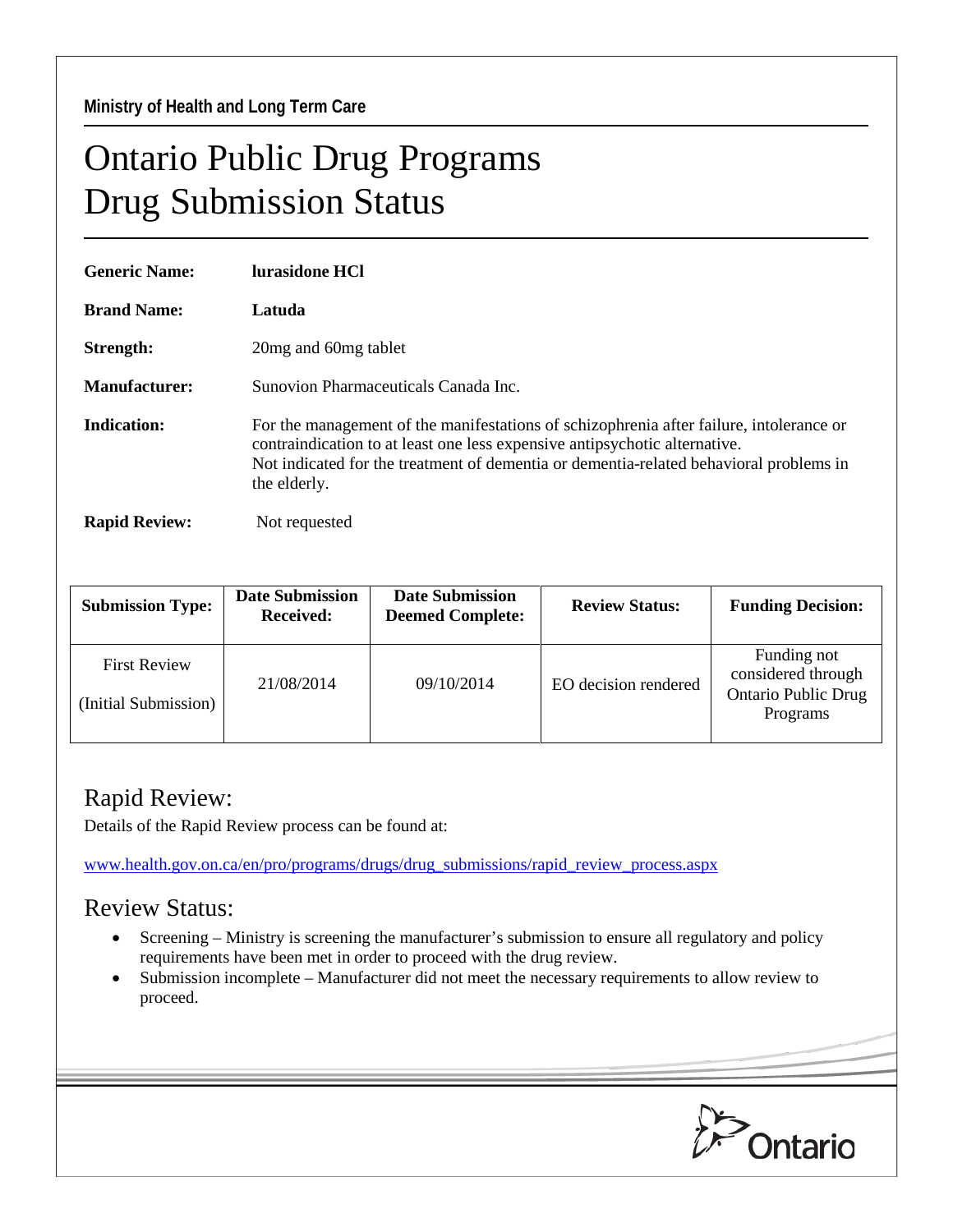Ministry of Health and Long Term Care

# Ontario Public Drug Programs
# Drug Submission Status

**Generic Name:** **lurasidone HCl**

**Brand Name:** **Latuda**

**Strength:** 20mg and 60mg tablet

**Manufacturer:** Sunovion Pharmaceuticals Canada Inc.

**Indication:** For the management of the manifestations of schizophrenia after failure, intolerance or contraindication to at least one less expensive antipsychotic alternative.
Not indicated for the treatment of dementia or dementia-related behavioral problems in the elderly.

**Rapid Review:** Not requested

| Submission Type: | Date Submission Received: | Date Submission Deemed Complete: | Review Status: | Funding Decision: |
|---|---|---|---|---|
| First Review (Initial Submission) | 21/08/2014 | 09/10/2014 | EO decision rendered | Funding not considered through Ontario Public Drug Programs |

## Rapid Review:

Details of the Rapid Review process can be found at:

www.health.gov.on.ca/en/pro/programs/drugs/drug_submissions/rapid_review_process.aspx

## Review Status:

- Screening – Ministry is screening the manufacturer's submission to ensure all regulatory and policy requirements have been met in order to proceed with the drug review.
- Submission incomplete – Manufacturer did not meet the necessary requirements to allow review to proceed.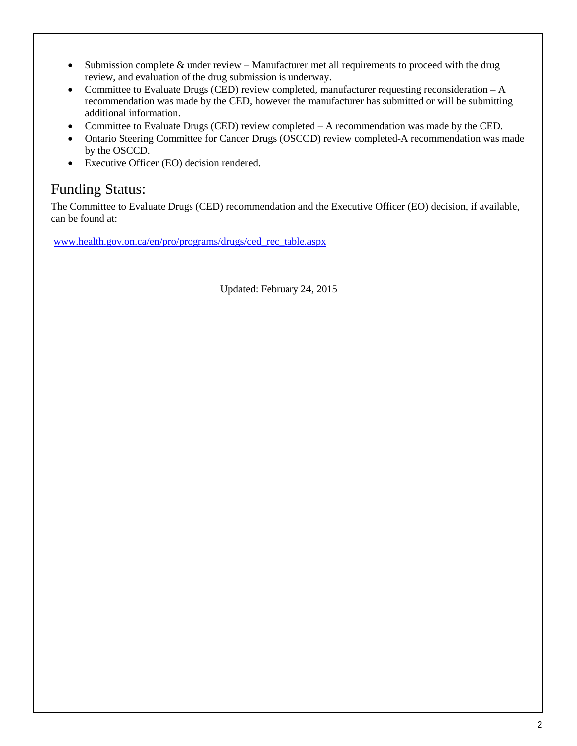- Submission complete & under review – Manufacturer met all requirements to proceed with the drug review, and evaluation of the drug submission is underway.
- Committee to Evaluate Drugs (CED) review completed, manufacturer requesting reconsideration – A recommendation was made by the CED, however the manufacturer has submitted or will be submitting additional information.
- Committee to Evaluate Drugs (CED) review completed – A recommendation was made by the CED.
- Ontario Steering Committee for Cancer Drugs (OSCCD) review completed-A recommendation was made by the OSCCD.
- Executive Officer (EO) decision rendered.

## Funding Status:

The Committee to Evaluate Drugs (CED) recommendation and the Executive Officer (EO) decision, if available, can be found at:

www.health.gov.on.ca/en/pro/programs/drugs/ced_rec_table.aspx

Updated: February 24, 2015